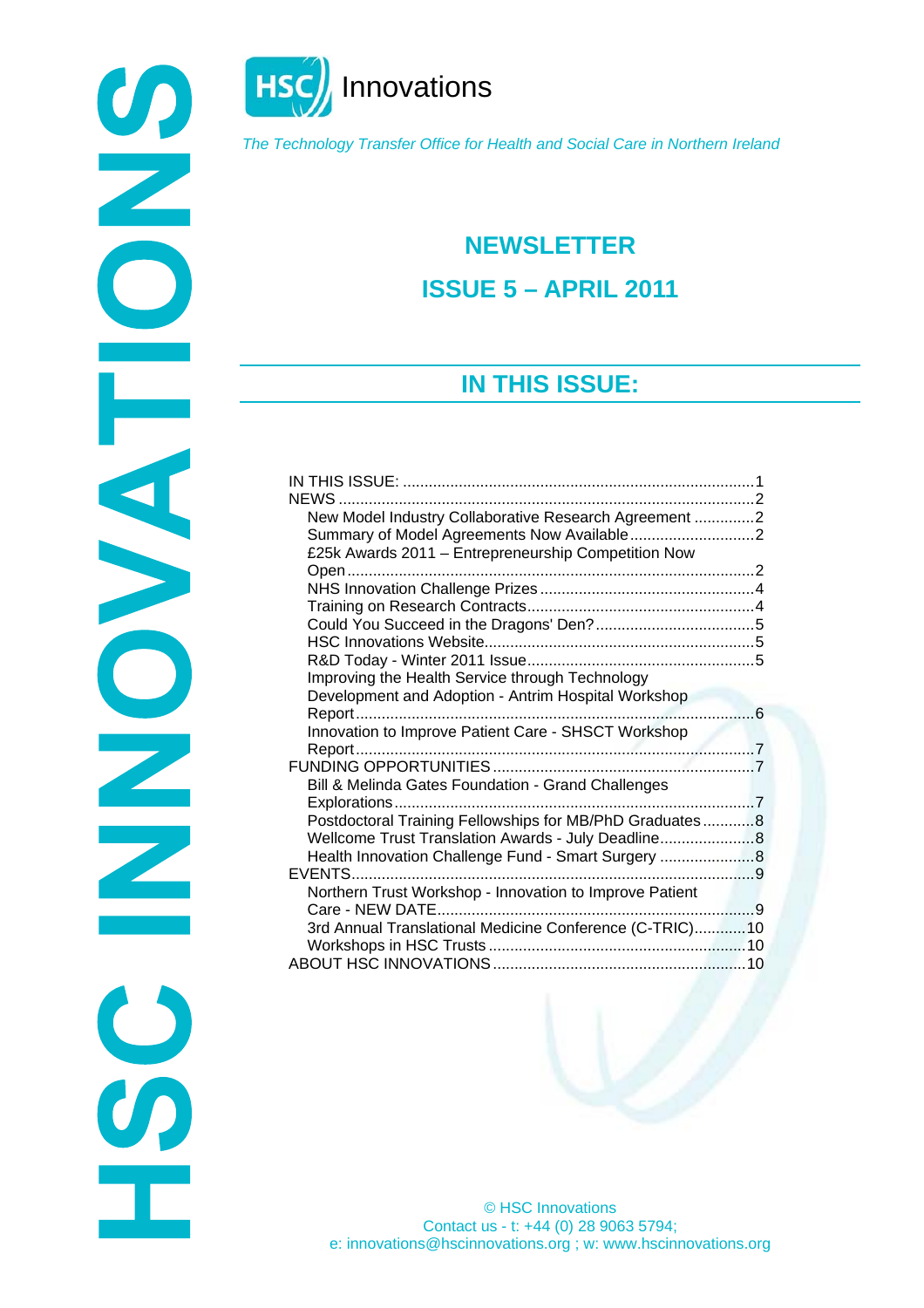HSC INNOVATIONS

HSC Innovations

*The Technology Transfer Office for Health and Social Care in Northern Ireland*

# NEWSLETTER

# ISSUE 5 – APRIL 2011

## IN THIS ISSUE:

- IN THIS ISSUE: ....... 1
- NEWS ....... 2
  - New Model Industry Collaborative Research Agreement ....... 2
  - Summary of Model Agreements Now Available ....... 2
  - £25k Awards 2011 – Entrepreneurship Competition Now Open ....... 2
  - NHS Innovation Challenge Prizes ....... 4
  - Training on Research Contracts ....... 4
  - Could You Succeed in the Dragons' Den? ....... 5
  - HSC Innovations Website ....... 5
  - R&D Today - Winter 2011 Issue ....... 5
  - Improving the Health Service through Technology Development and Adoption - Antrim Hospital Workshop Report ....... 6
  - Innovation to Improve Patient Care - SHSCT Workshop Report ....... 7
- FUNDING OPPORTUNITIES ....... 7
  - Bill & Melinda Gates Foundation - Grand Challenges Explorations ....... 7
  - Postdoctoral Training Fellowships for MB/PhD Graduates ....... 8
  - Wellcome Trust Translation Awards - July Deadline ....... 8
  - Health Innovation Challenge Fund - Smart Surgery ....... 8
- EVENTS ....... 9
  - Northern Trust Workshop - Innovation to Improve Patient Care - NEW DATE ....... 9
  - 3rd Annual Translational Medicine Conference (C-TRIC) ....... 10
  - Workshops in HSC Trusts ....... 10
- ABOUT HSC INNOVATIONS ....... 10

© HSC Innovations
Contact us - t: +44 (0) 28 9063 5794;
e: innovations@hscinnovations.org ; w: www.hscinnovations.org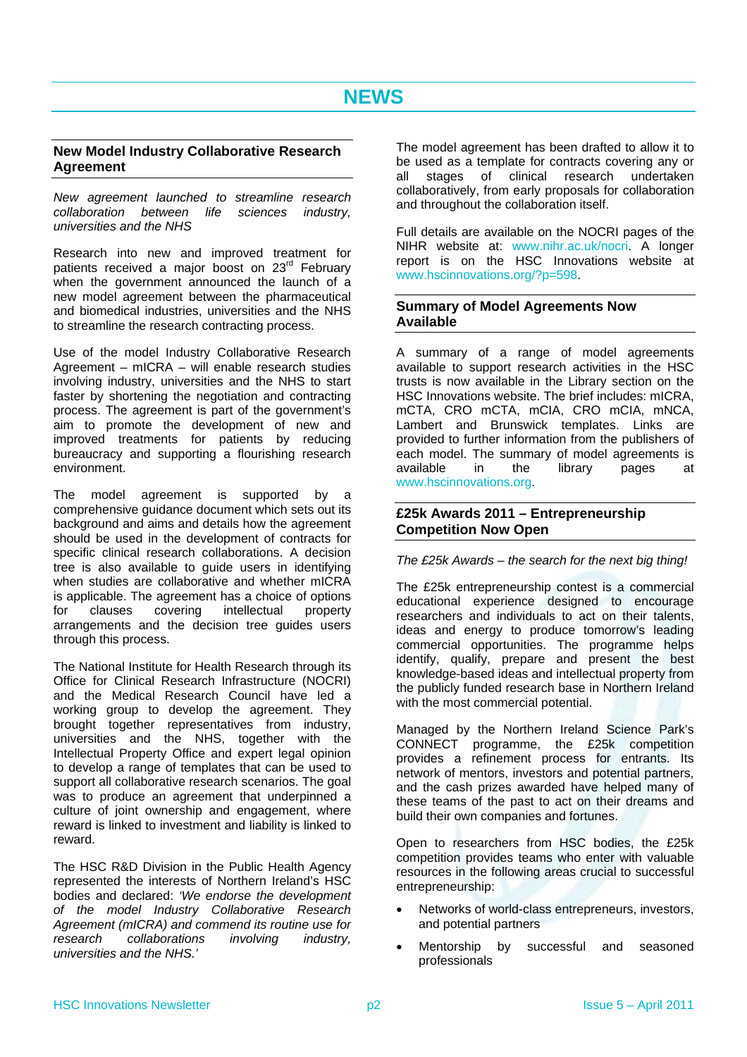# NEWS

## New Model Industry Collaborative Research Agreement

*New agreement launched to streamline research collaboration between life sciences industry, universities and the NHS*

Research into new and improved treatment for patients received a major boost on 23rd February when the government announced the launch of a new model agreement between the pharmaceutical and biomedical industries, universities and the NHS to streamline the research contracting process.

Use of the model Industry Collaborative Research Agreement – mICRA – will enable research studies involving industry, universities and the NHS to start faster by shortening the negotiation and contracting process. The agreement is part of the government's aim to promote the development of new and improved treatments for patients by reducing bureaucracy and supporting a flourishing research environment.

The model agreement is supported by a comprehensive guidance document which sets out its background and aims and details how the agreement should be used in the development of contracts for specific clinical research collaborations. A decision tree is also available to guide users in identifying when studies are collaborative and whether mICRA is applicable. The agreement has a choice of options for clauses covering intellectual property arrangements and the decision tree guides users through this process.

The National Institute for Health Research through its Office for Clinical Research Infrastructure (NOCRI) and the Medical Research Council have led a working group to develop the agreement. They brought together representatives from industry, universities and the NHS, together with the Intellectual Property Office and expert legal opinion to develop a range of templates that can be used to support all collaborative research scenarios. The goal was to produce an agreement that underpinned a culture of joint ownership and engagement, where reward is linked to investment and liability is linked to reward.

The HSC R&D Division in the Public Health Agency represented the interests of Northern Ireland's HSC bodies and declared: *'We endorse the development of the model Industry Collaborative Research Agreement (mICRA) and commend its routine use for research collaborations involving industry, universities and the NHS.'*

The model agreement has been drafted to allow it to be used as a template for contracts covering any or all stages of clinical research undertaken collaboratively, from early proposals for collaboration and throughout the collaboration itself.

Full details are available on the NOCRI pages of the NIHR website at: www.nihr.ac.uk/nocri. A longer report is on the HSC Innovations website at www.hscinnovations.org/?p=598.

## Summary of Model Agreements Now Available

A summary of a range of model agreements available to support research activities in the HSC trusts is now available in the Library section on the HSC Innovations website. The brief includes: mICRA, mCTA, CRO mCTA, mCIA, CRO mCIA, mNCA, Lambert and Brunswick templates. Links are provided to further information from the publishers of each model. The summary of model agreements is available in the library pages at www.hscinnovations.org.

## £25k Awards 2011 – Entrepreneurship Competition Now Open

*The £25k Awards – the search for the next big thing!*

The £25k entrepreneurship contest is a commercial educational experience designed to encourage researchers and individuals to act on their talents, ideas and energy to produce tomorrow's leading commercial opportunities. The programme helps identify, qualify, prepare and present the best knowledge-based ideas and intellectual property from the publicly funded research base in Northern Ireland with the most commercial potential.

Managed by the Northern Ireland Science Park's CONNECT programme, the £25k competition provides a refinement process for entrants. Its network of mentors, investors and potential partners, and the cash prizes awarded have helped many of these teams of the past to act on their dreams and build their own companies and fortunes.

Open to researchers from HSC bodies, the £25k competition provides teams who enter with valuable resources in the following areas crucial to successful entrepreneurship:

- Networks of world-class entrepreneurs, investors, and potential partners
- Mentorship by successful and seasoned professionals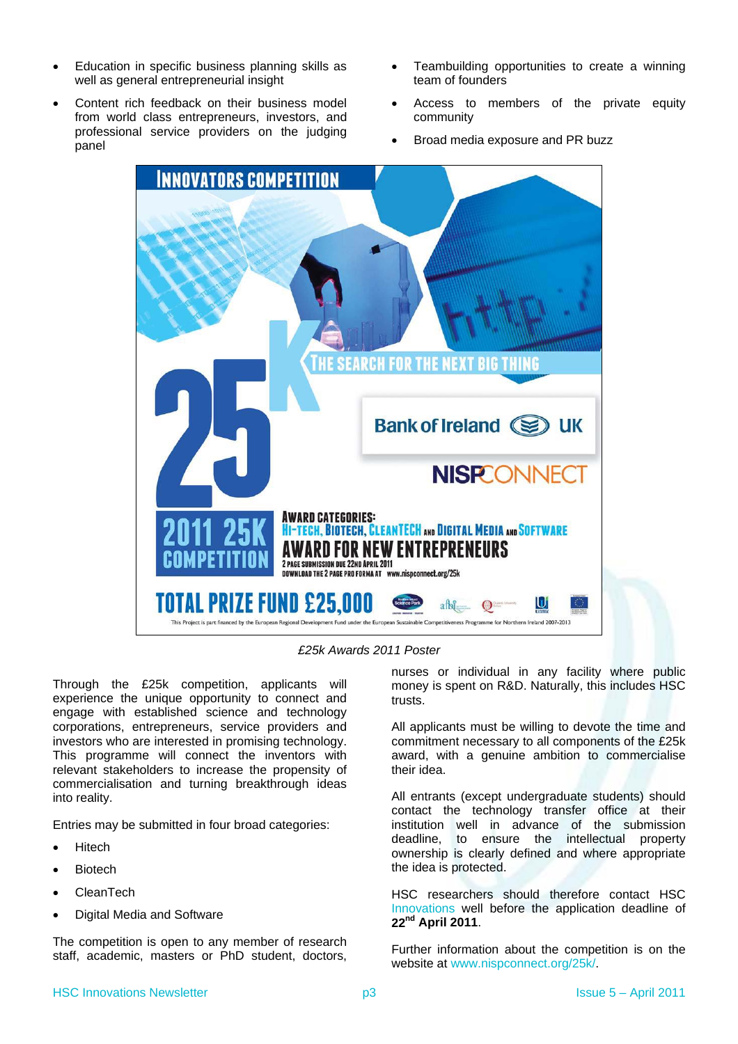- Education in specific business planning skills as well as general entrepreneurial insight
- Content rich feedback on their business model from world class entrepreneurs, investors, and professional service providers on the judging panel
- Teambuilding opportunities to create a winning team of founders
- Access to members of the private equity community
- Broad media exposure and PR buzz

*£25k Awards 2011 Poster*

Through the £25k competition, applicants will experience the unique opportunity to connect and engage with established science and technology corporations, entrepreneurs, service providers and investors who are interested in promising technology. This programme will connect the inventors with relevant stakeholders to increase the propensity of commercialisation and turning breakthrough ideas into reality.

Entries may be submitted in four broad categories:

- Hitech
- Biotech
- CleanTech
- Digital Media and Software

The competition is open to any member of research staff, academic, masters or PhD student, doctors, nurses or individual in any facility where public money is spent on R&D. Naturally, this includes HSC trusts.

All applicants must be willing to devote the time and commitment necessary to all components of the £25k award, with a genuine ambition to commercialise their idea.

All entrants (except undergraduate students) should contact the technology transfer office at their institution well in advance of the submission deadline, to ensure the intellectual property ownership is clearly defined and where appropriate the idea is protected.

HSC researchers should therefore contact HSC Innovations well before the application deadline of **22nd April 2011**.

Further information about the competition is on the website at www.nispconnect.org/25k/.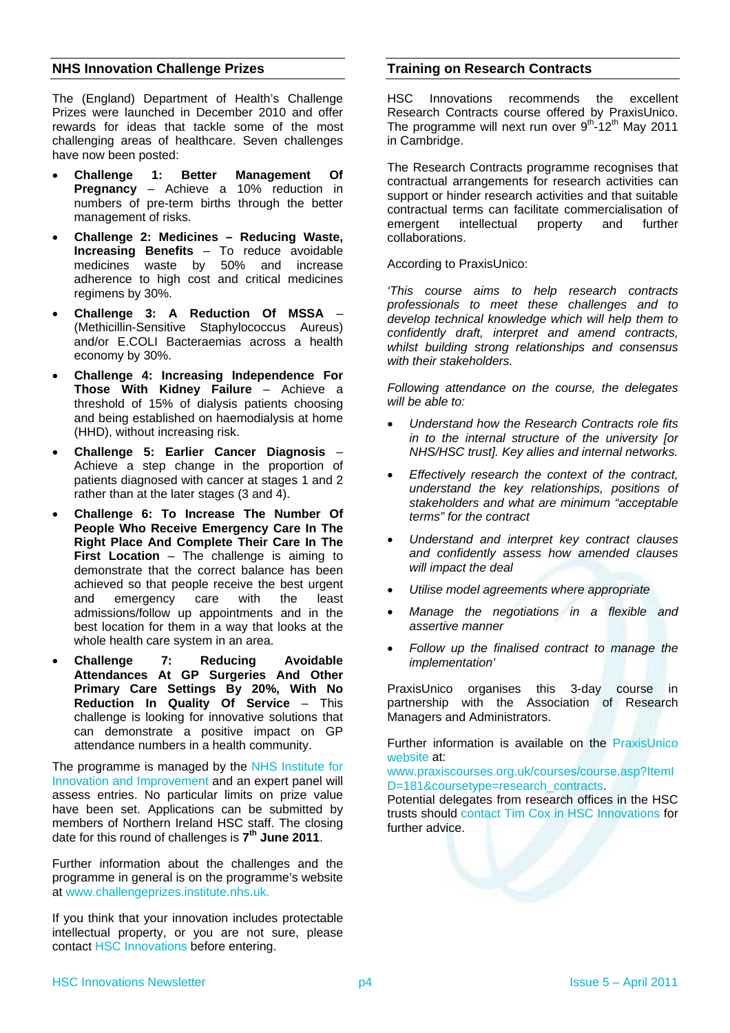## NHS Innovation Challenge Prizes

The (England) Department of Health's Challenge Prizes were launched in December 2010 and offer rewards for ideas that tackle some of the most challenging areas of healthcare. Seven challenges have now been posted:

- **Challenge 1: Better Management Of Pregnancy** – Achieve a 10% reduction in numbers of pre-term births through the better management of risks.
- **Challenge 2: Medicines – Reducing Waste, Increasing Benefits** – To reduce avoidable medicines waste by 50% and increase adherence to high cost and critical medicines regimens by 30%.
- **Challenge 3: A Reduction Of MSSA** – (Methicillin-Sensitive Staphylococcus Aureus) and/or E.COLI Bacteraemias across a health economy by 30%.
- **Challenge 4: Increasing Independence For Those With Kidney Failure** – Achieve a threshold of 15% of dialysis patients choosing and being established on haemodialysis at home (HHD), without increasing risk.
- **Challenge 5: Earlier Cancer Diagnosis** – Achieve a step change in the proportion of patients diagnosed with cancer at stages 1 and 2 rather than at the later stages (3 and 4).
- **Challenge 6: To Increase The Number Of People Who Receive Emergency Care In The Right Place And Complete Their Care In The First Location** – The challenge is aiming to demonstrate that the correct balance has been achieved so that people receive the best urgent and emergency care with the least admissions/follow up appointments and in the best location for them in a way that looks at the whole health care system in an area.
- **Challenge 7: Reducing Avoidable Attendances At GP Surgeries And Other Primary Care Settings By 20%, With No Reduction In Quality Of Service** – This challenge is looking for innovative solutions that can demonstrate a positive impact on GP attendance numbers in a health community.

The programme is managed by the NHS Institute for Innovation and Improvement and an expert panel will assess entries. No particular limits on prize value have been set. Applications can be submitted by members of Northern Ireland HSC staff. The closing date for this round of challenges is **7th June 2011**.

Further information about the challenges and the programme in general is on the programme's website at www.challengeprizes.institute.nhs.uk.

If you think that your innovation includes protectable intellectual property, or you are not sure, please contact HSC Innovations before entering.

## Training on Research Contracts

HSC Innovations recommends the excellent Research Contracts course offered by PraxisUnico. The programme will next run over 9th-12th May 2011 in Cambridge.

The Research Contracts programme recognises that contractual arrangements for research activities can support or hinder research activities and that suitable contractual terms can facilitate commercialisation of emergent intellectual property and further collaborations.

According to PraxisUnico:

*'This course aims to help research contracts professionals to meet these challenges and to develop technical knowledge which will help them to confidently draft, interpret and amend contracts, whilst building strong relationships and consensus with their stakeholders.*

*Following attendance on the course, the delegates will be able to:*

- *Understand how the Research Contracts role fits in to the internal structure of the university [or NHS/HSC trust]. Key allies and internal networks.*
- *Effectively research the context of the contract, understand the key relationships, positions of stakeholders and what are minimum "acceptable terms" for the contract*
- *Understand and interpret key contract clauses and confidently assess how amended clauses will impact the deal*
- *Utilise model agreements where appropriate*
- *Manage the negotiations in a flexible and assertive manner*
- *Follow up the finalised contract to manage the implementation'*

PraxisUnico organises this 3-day course in partnership with the Association of Research Managers and Administrators.

Further information is available on the PraxisUnico website at: www.praxiscourses.org.uk/courses/course.asp?ItemID=181&coursetype=research_contracts.

Potential delegates from research offices in the HSC trusts should contact Tim Cox in HSC Innovations for further advice.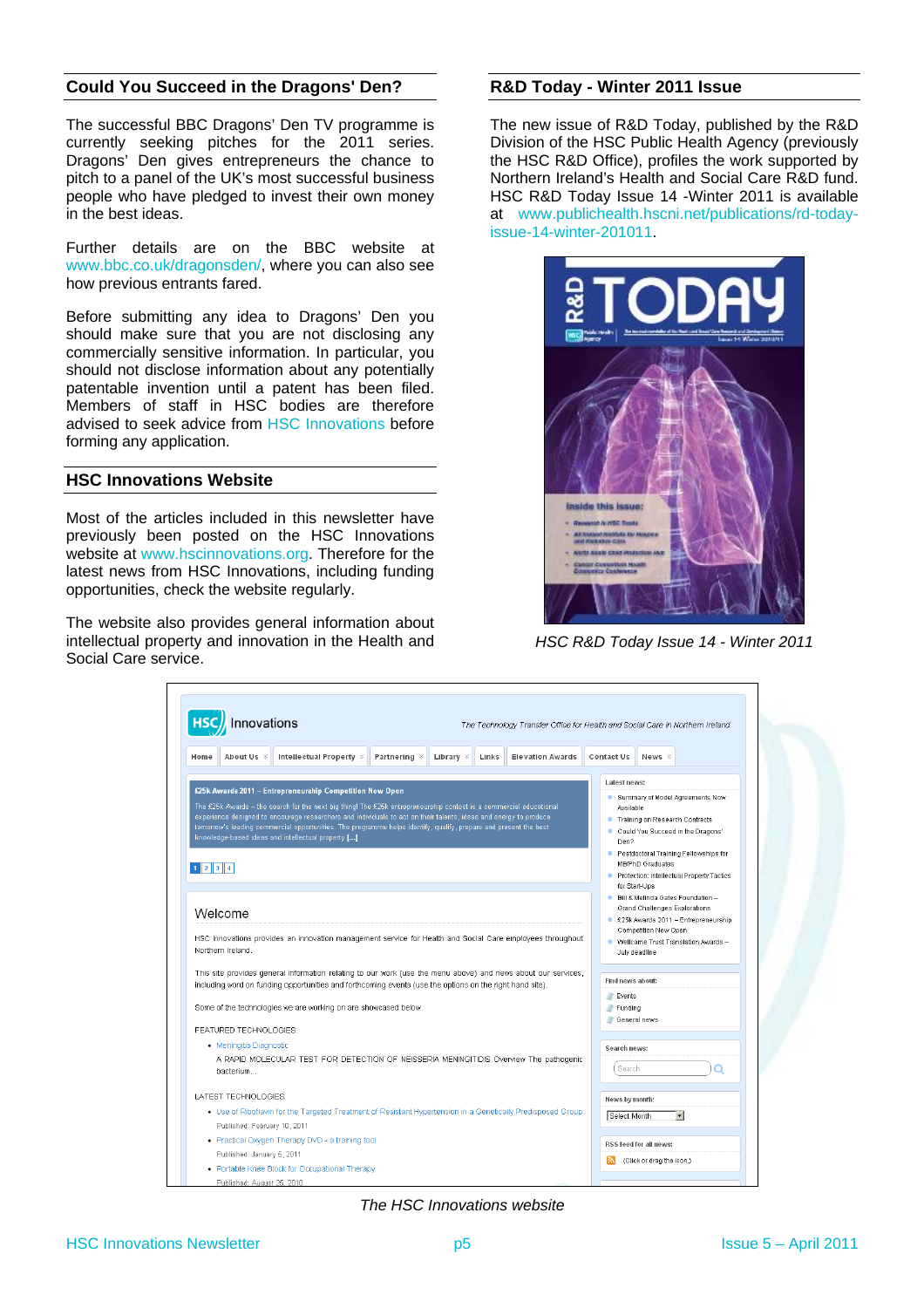## Could You Succeed in the Dragons' Den?

The successful BBC Dragons' Den TV programme is currently seeking pitches for the 2011 series. Dragons' Den gives entrepreneurs the chance to pitch to a panel of the UK's most successful business people who have pledged to invest their own money in the best ideas.

Further details are on the BBC website at www.bbc.co.uk/dragonsden/, where you can also see how previous entrants fared.

Before submitting any idea to Dragons' Den you should make sure that you are not disclosing any commercially sensitive information. In particular, you should not disclose information about any potentially patentable invention until a patent has been filed. Members of staff in HSC bodies are therefore advised to seek advice from HSC Innovations before forming any application.

## HSC Innovations Website

Most of the articles included in this newsletter have previously been posted on the HSC Innovations website at www.hscinnovations.org. Therefore for the latest news from HSC Innovations, including funding opportunities, check the website regularly.

The website also provides general information about intellectual property and innovation in the Health and Social Care service.

## R&D Today - Winter 2011 Issue

The new issue of R&D Today, published by the R&D Division of the HSC Public Health Agency (previously the HSC R&D Office), profiles the work supported by Northern Ireland's Health and Social Care R&D fund. HSC R&D Today Issue 14 -Winter 2011 is available at www.publichealth.hscni.net/publications/rd-today-issue-14-winter-201011.

*HSC R&D Today Issue 14 - Winter 2011*

*The HSC Innovations website*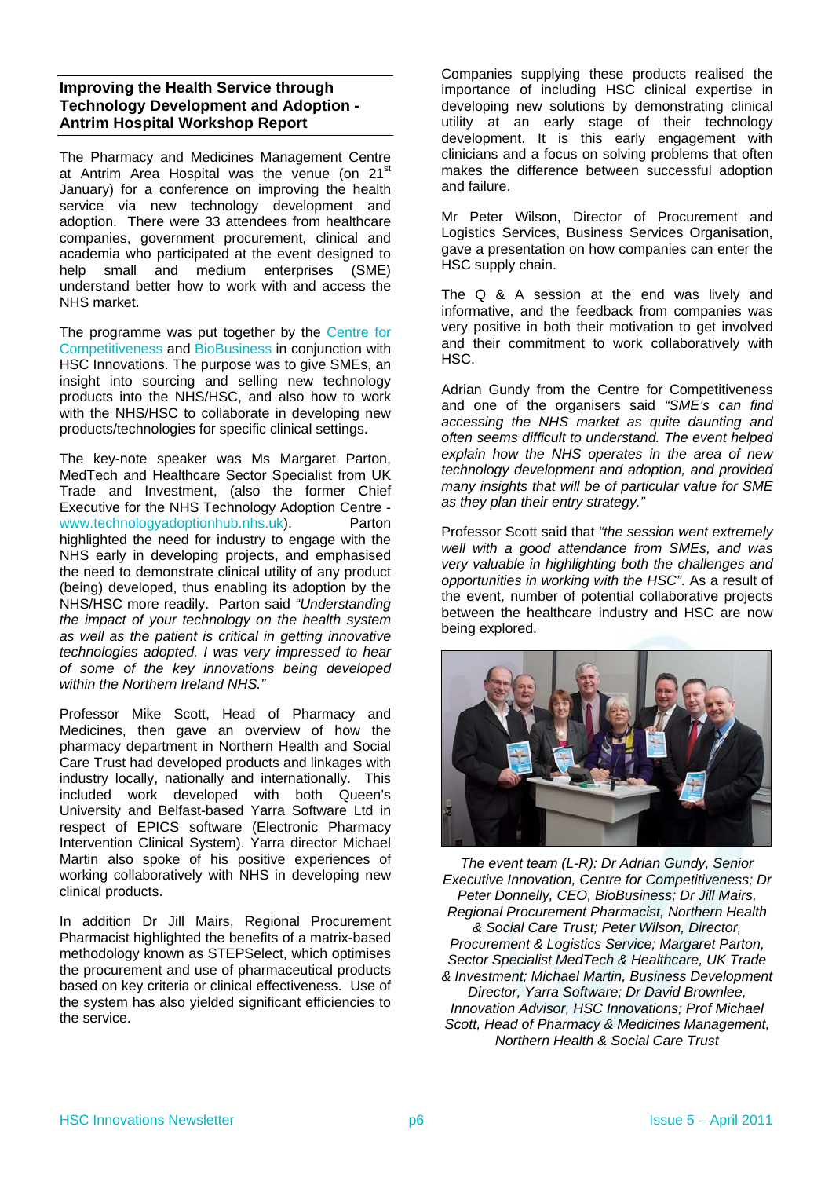## Improving the Health Service through Technology Development and Adoption - Antrim Hospital Workshop Report

The Pharmacy and Medicines Management Centre at Antrim Area Hospital was the venue (on 21st January) for a conference on improving the health service via new technology development and adoption. There were 33 attendees from healthcare companies, government procurement, clinical and academia who participated at the event designed to help small and medium enterprises (SME) understand better how to work with and access the NHS market.

The programme was put together by the Centre for Competitiveness and BioBusiness in conjunction with HSC Innovations. The purpose was to give SMEs, an insight into sourcing and selling new technology products into the NHS/HSC, and also how to work with the NHS/HSC to collaborate in developing new products/technologies for specific clinical settings.

The key-note speaker was Ms Margaret Parton, MedTech and Healthcare Sector Specialist from UK Trade and Investment, (also the former Chief Executive for the NHS Technology Adoption Centre - www.technologyadoptionhub.nhs.uk). Parton highlighted the need for industry to engage with the NHS early in developing projects, and emphasised the need to demonstrate clinical utility of any product (being) developed, thus enabling its adoption by the NHS/HSC more readily. Parton said *"Understanding the impact of your technology on the health system as well as the patient is critical in getting innovative technologies adopted. I was very impressed to hear of some of the key innovations being developed within the Northern Ireland NHS."*

Professor Mike Scott, Head of Pharmacy and Medicines, then gave an overview of how the pharmacy department in Northern Health and Social Care Trust had developed products and linkages with industry locally, nationally and internationally. This included work developed with both Queen's University and Belfast-based Yarra Software Ltd in respect of EPICS software (Electronic Pharmacy Intervention Clinical System). Yarra director Michael Martin also spoke of his positive experiences of working collaboratively with NHS in developing new clinical products.

In addition Dr Jill Mairs, Regional Procurement Pharmacist highlighted the benefits of a matrix-based methodology known as STEPSelect, which optimises the procurement and use of pharmaceutical products based on key criteria or clinical effectiveness. Use of the system has also yielded significant efficiencies to the service.

Companies supplying these products realised the importance of including HSC clinical expertise in developing new solutions by demonstrating clinical utility at an early stage of their technology development. It is this early engagement with clinicians and a focus on solving problems that often makes the difference between successful adoption and failure.

Mr Peter Wilson, Director of Procurement and Logistics Services, Business Services Organisation, gave a presentation on how companies can enter the HSC supply chain.

The Q & A session at the end was lively and informative, and the feedback from companies was very positive in both their motivation to get involved and their commitment to work collaboratively with HSC.

Adrian Gundy from the Centre for Competitiveness and one of the organisers said *"SME's can find accessing the NHS market as quite daunting and often seems difficult to understand. The event helped explain how the NHS operates in the area of new technology development and adoption, and provided many insights that will be of particular value for SME as they plan their entry strategy."*

Professor Scott said that *"the session went extremely well with a good attendance from SMEs, and was very valuable in highlighting both the challenges and opportunities in working with the HSC"*. As a result of the event, number of potential collaborative projects between the healthcare industry and HSC are now being explored.

*The event team (L-R): Dr Adrian Gundy, Senior Executive Innovation, Centre for Competitiveness; Dr Peter Donnelly, CEO, BioBusiness; Dr Jill Mairs, Regional Procurement Pharmacist, Northern Health & Social Care Trust; Peter Wilson, Director, Procurement & Logistics Service; Margaret Parton, Sector Specialist MedTech & Healthcare, UK Trade & Investment; Michael Martin, Business Development Director, Yarra Software; Dr David Brownlee, Innovation Advisor, HSC Innovations; Prof Michael Scott, Head of Pharmacy & Medicines Management, Northern Health & Social Care Trust*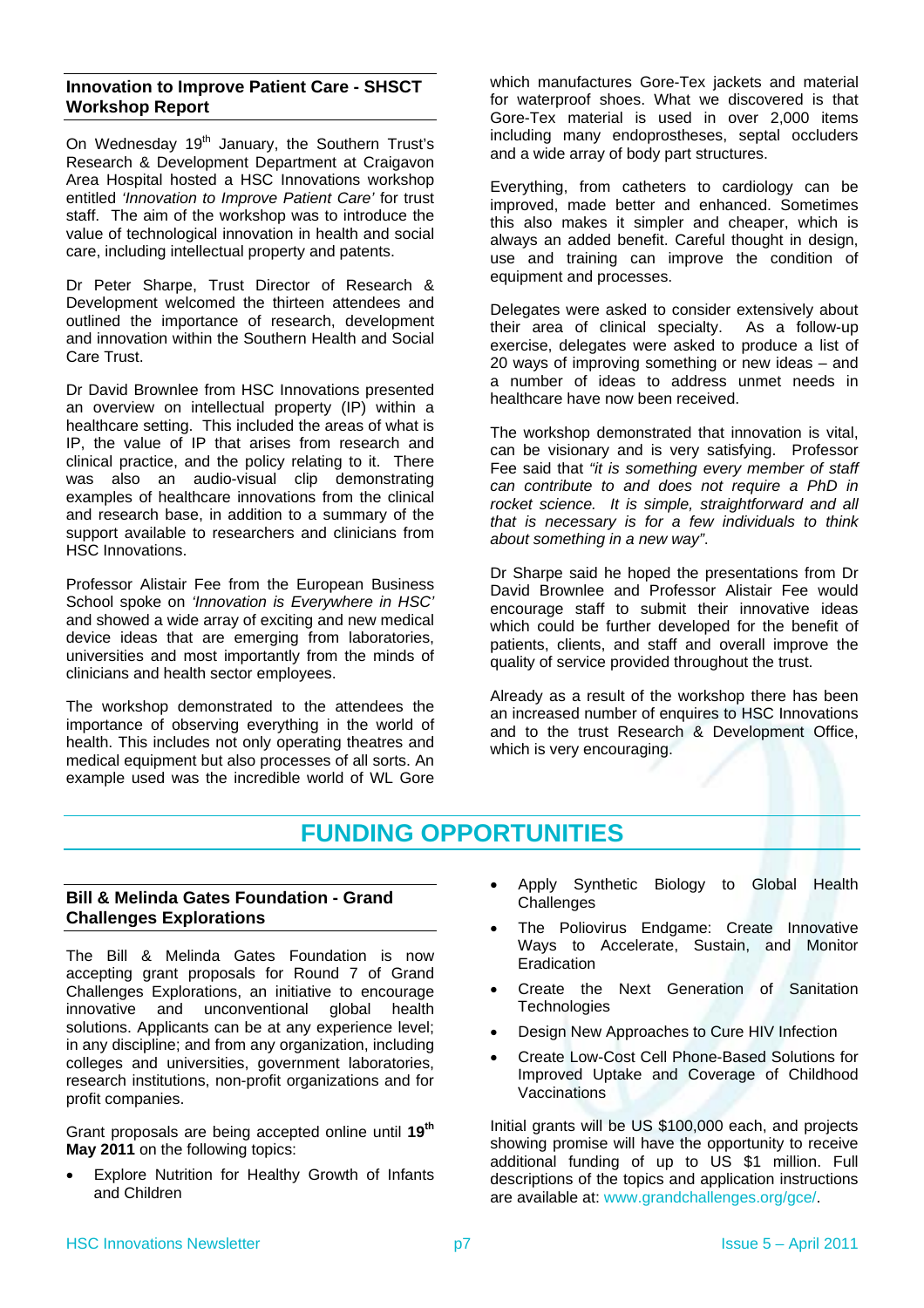### Innovation to Improve Patient Care - SHSCT Workshop Report

On Wednesday 19th January, the Southern Trust's Research & Development Department at Craigavon Area Hospital hosted a HSC Innovations workshop entitled *'Innovation to Improve Patient Care'* for trust staff. The aim of the workshop was to introduce the value of technological innovation in health and social care, including intellectual property and patents.

Dr Peter Sharpe, Trust Director of Research & Development welcomed the thirteen attendees and outlined the importance of research, development and innovation within the Southern Health and Social Care Trust.

Dr David Brownlee from HSC Innovations presented an overview on intellectual property (IP) within a healthcare setting. This included the areas of what is IP, the value of IP that arises from research and clinical practice, and the policy relating to it. There was also an audio-visual clip demonstrating examples of healthcare innovations from the clinical and research base, in addition to a summary of the support available to researchers and clinicians from HSC Innovations.

Professor Alistair Fee from the European Business School spoke on *'Innovation is Everywhere in HSC'* and showed a wide array of exciting and new medical device ideas that are emerging from laboratories, universities and most importantly from the minds of clinicians and health sector employees.

The workshop demonstrated to the attendees the importance of observing everything in the world of health. This includes not only operating theatres and medical equipment but also processes of all sorts. An example used was the incredible world of WL Gore which manufactures Gore-Tex jackets and material for waterproof shoes. What we discovered is that Gore-Tex material is used in over 2,000 items including many endoprostheses, septal occluders and a wide array of body part structures.

Everything, from catheters to cardiology can be improved, made better and enhanced. Sometimes this also makes it simpler and cheaper, which is always an added benefit. Careful thought in design, use and training can improve the condition of equipment and processes.

Delegates were asked to consider extensively about their area of clinical specialty. As a follow-up exercise, delegates were asked to produce a list of 20 ways of improving something or new ideas – and a number of ideas to address unmet needs in healthcare have now been received.

The workshop demonstrated that innovation is vital, can be visionary and is very satisfying. Professor Fee said that *"it is something every member of staff can contribute to and does not require a PhD in rocket science. It is simple, straightforward and all that is necessary is for a few individuals to think about something in a new way"*.

Dr Sharpe said he hoped the presentations from Dr David Brownlee and Professor Alistair Fee would encourage staff to submit their innovative ideas which could be further developed for the benefit of patients, clients, and staff and overall improve the quality of service provided throughout the trust.

Already as a result of the workshop there has been an increased number of enquires to HSC Innovations and to the trust Research & Development Office, which is very encouraging.

## FUNDING OPPORTUNITIES

### Bill & Melinda Gates Foundation - Grand Challenges Explorations

The Bill & Melinda Gates Foundation is now accepting grant proposals for Round 7 of Grand Challenges Explorations, an initiative to encourage innovative and unconventional global health solutions. Applicants can be at any experience level; in any discipline; and from any organization, including colleges and universities, government laboratories, research institutions, non-profit organizations and for profit companies.

Grant proposals are being accepted online until **19th May 2011** on the following topics:

- Explore Nutrition for Healthy Growth of Infants and Children
- Apply Synthetic Biology to Global Health Challenges
- The Poliovirus Endgame: Create Innovative Ways to Accelerate, Sustain, and Monitor Eradication
- Create the Next Generation of Sanitation Technologies
- Design New Approaches to Cure HIV Infection
- Create Low-Cost Cell Phone-Based Solutions for Improved Uptake and Coverage of Childhood Vaccinations

Initial grants will be US $100,000 each, and projects showing promise will have the opportunity to receive additional funding of up to US $1 million. Full descriptions of the topics and application instructions are available at: www.grandchallenges.org/gce/.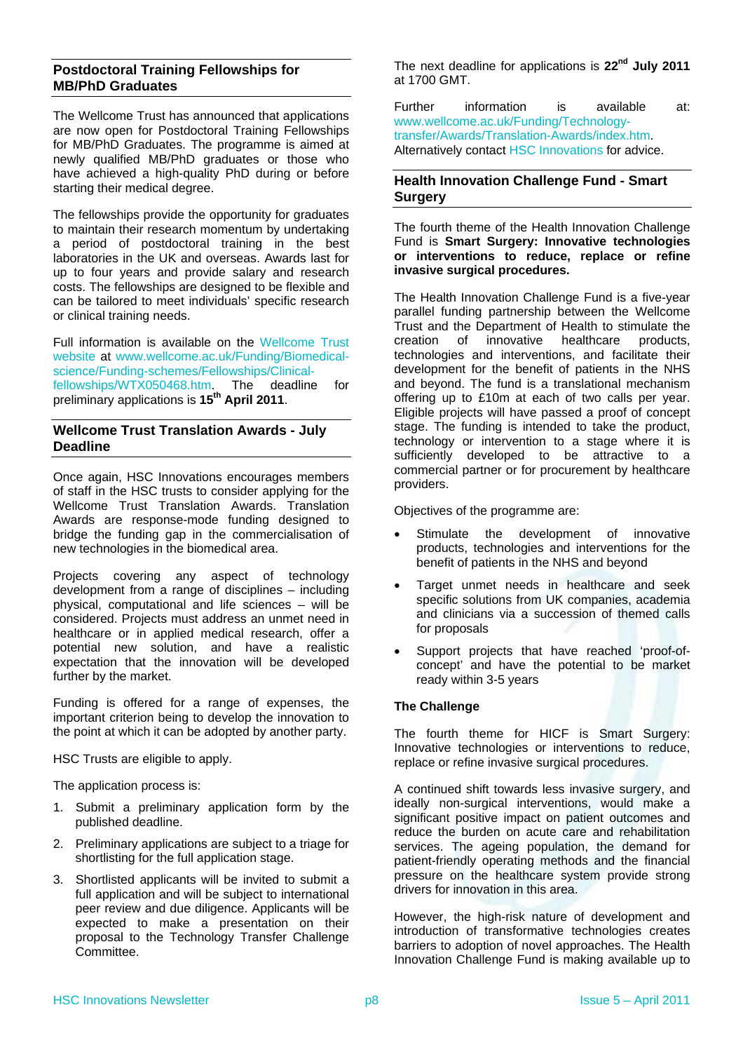## Postdoctoral Training Fellowships for MB/PhD Graduates

The Wellcome Trust has announced that applications are now open for Postdoctoral Training Fellowships for MB/PhD Graduates. The programme is aimed at newly qualified MB/PhD graduates or those who have achieved a high-quality PhD during or before starting their medical degree.

The fellowships provide the opportunity for graduates to maintain their research momentum by undertaking a period of postdoctoral training in the best laboratories in the UK and overseas. Awards last for up to four years and provide salary and research costs. The fellowships are designed to be flexible and can be tailored to meet individuals' specific research or clinical training needs.

Full information is available on the Wellcome Trust website at www.wellcome.ac.uk/Funding/Biomedical-science/Funding-schemes/Fellowships/Clinical-fellowships/WTX050468.htm. The deadline for preliminary applications is **15th April 2011**.

## Wellcome Trust Translation Awards - July Deadline

Once again, HSC Innovations encourages members of staff in the HSC trusts to consider applying for the Wellcome Trust Translation Awards. Translation Awards are response-mode funding designed to bridge the funding gap in the commercialisation of new technologies in the biomedical area.

Projects covering any aspect of technology development from a range of disciplines – including physical, computational and life sciences – will be considered. Projects must address an unmet need in healthcare or in applied medical research, offer a potential new solution, and have a realistic expectation that the innovation will be developed further by the market.

Funding is offered for a range of expenses, the important criterion being to develop the innovation to the point at which it can be adopted by another party.

HSC Trusts are eligible to apply.

The application process is:

1. Submit a preliminary application form by the published deadline.
2. Preliminary applications are subject to a triage for shortlisting for the full application stage.
3. Shortlisted applicants will be invited to submit a full application and will be subject to international peer review and due diligence. Applicants will be expected to make a presentation on their proposal to the Technology Transfer Challenge Committee.

The next deadline for applications is **22nd July 2011** at 1700 GMT.

Further information is available at: www.wellcome.ac.uk/Funding/Technology-transfer/Awards/Translation-Awards/index.htm. Alternatively contact HSC Innovations for advice.

## Health Innovation Challenge Fund - Smart Surgery

The fourth theme of the Health Innovation Challenge Fund is **Smart Surgery: Innovative technologies or interventions to reduce, replace or refine invasive surgical procedures.**

The Health Innovation Challenge Fund is a five-year parallel funding partnership between the Wellcome Trust and the Department of Health to stimulate the creation of innovative healthcare products, technologies and interventions, and facilitate their development for the benefit of patients in the NHS and beyond. The fund is a translational mechanism offering up to £10m at each of two calls per year. Eligible projects will have passed a proof of concept stage. The funding is intended to take the product, technology or intervention to a stage where it is sufficiently developed to be attractive to a commercial partner or for procurement by healthcare providers.

Objectives of the programme are:

- Stimulate the development of innovative products, technologies and interventions for the benefit of patients in the NHS and beyond
- Target unmet needs in healthcare and seek specific solutions from UK companies, academia and clinicians via a succession of themed calls for proposals
- Support projects that have reached 'proof-of-concept' and have the potential to be market ready within 3-5 years

### The Challenge

The fourth theme for HICF is Smart Surgery: Innovative technologies or interventions to reduce, replace or refine invasive surgical procedures.

A continued shift towards less invasive surgery, and ideally non-surgical interventions, would make a significant positive impact on patient outcomes and reduce the burden on acute care and rehabilitation services. The ageing population, the demand for patient-friendly operating methods and the financial pressure on the healthcare system provide strong drivers for innovation in this area.

However, the high-risk nature of development and introduction of transformative technologies creates barriers to adoption of novel approaches. The Health Innovation Challenge Fund is making available up to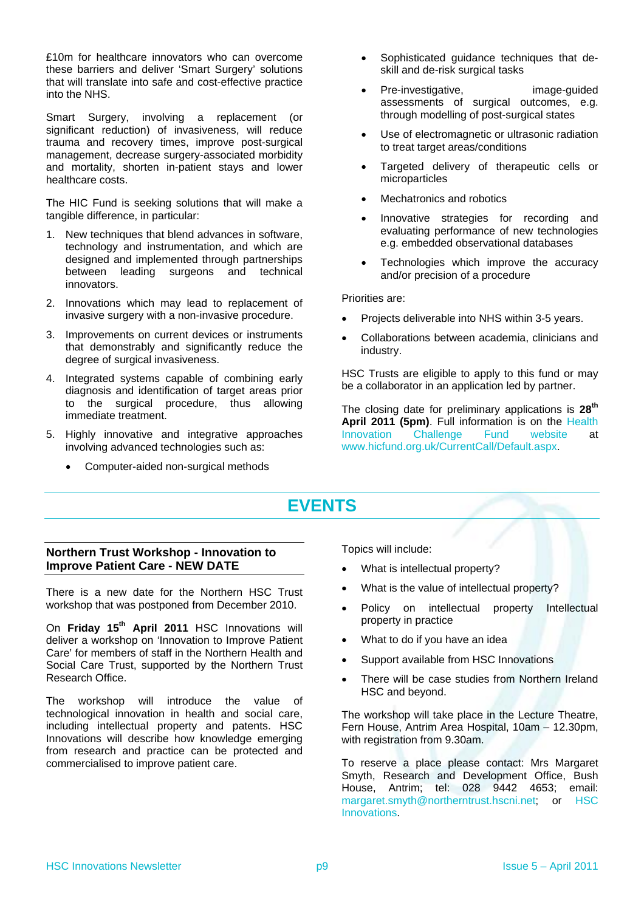£10m for healthcare innovators who can overcome these barriers and deliver 'Smart Surgery' solutions that will translate into safe and cost-effective practice into the NHS.

Smart Surgery, involving a replacement (or significant reduction) of invasiveness, will reduce trauma and recovery times, improve post-surgical management, decrease surgery-associated morbidity and mortality, shorten in-patient stays and lower healthcare costs.

The HIC Fund is seeking solutions that will make a tangible difference, in particular:

1. New techniques that blend advances in software, technology and instrumentation, and which are designed and implemented through partnerships between leading surgeons and technical innovators.
2. Innovations which may lead to replacement of invasive surgery with a non-invasive procedure.
3. Improvements on current devices or instruments that demonstrably and significantly reduce the degree of surgical invasiveness.
4. Integrated systems capable of combining early diagnosis and identification of target areas prior to the surgical procedure, thus allowing immediate treatment.
5. Highly innovative and integrative approaches involving advanced technologies such as:
   - Computer-aided non-surgical methods
   - Sophisticated guidance techniques that de-skill and de-risk surgical tasks
   - Pre-investigative, image-guided assessments of surgical outcomes, e.g. through modelling of post-surgical states
   - Use of electromagnetic or ultrasonic radiation to treat target areas/conditions
   - Targeted delivery of therapeutic cells or microparticles
   - Mechatronics and robotics
   - Innovative strategies for recording and evaluating performance of new technologies e.g. embedded observational databases
   - Technologies which improve the accuracy and/or precision of a procedure

Priorities are:

- Projects deliverable into NHS within 3-5 years.
- Collaborations between academia, clinicians and industry.

HSC Trusts are eligible to apply to this fund or may be a collaborator in an application led by partner.

The closing date for preliminary applications is **28th April 2011 (5pm)**. Full information is on the Health Innovation Challenge Fund website at www.hicfund.org.uk/CurrentCall/Default.aspx.

# EVENTS

## Northern Trust Workshop - Innovation to Improve Patient Care - NEW DATE

There is a new date for the Northern HSC Trust workshop that was postponed from December 2010.

On **Friday 15th April 2011** HSC Innovations will deliver a workshop on 'Innovation to Improve Patient Care' for members of staff in the Northern Health and Social Care Trust, supported by the Northern Trust Research Office.

The workshop will introduce the value of technological innovation in health and social care, including intellectual property and patents. HSC Innovations will describe how knowledge emerging from research and practice can be protected and commercialised to improve patient care.

Topics will include:

- What is intellectual property?
- What is the value of intellectual property?
- Policy on intellectual property Intellectual property in practice
- What to do if you have an idea
- Support available from HSC Innovations
- There will be case studies from Northern Ireland HSC and beyond.

The workshop will take place in the Lecture Theatre, Fern House, Antrim Area Hospital, 10am – 12.30pm, with registration from 9.30am.

To reserve a place please contact: Mrs Margaret Smyth, Research and Development Office, Bush House, Antrim; tel: 028 9442 4653; email: margaret.smyth@northerntrust.hscni.net; or HSC Innovations.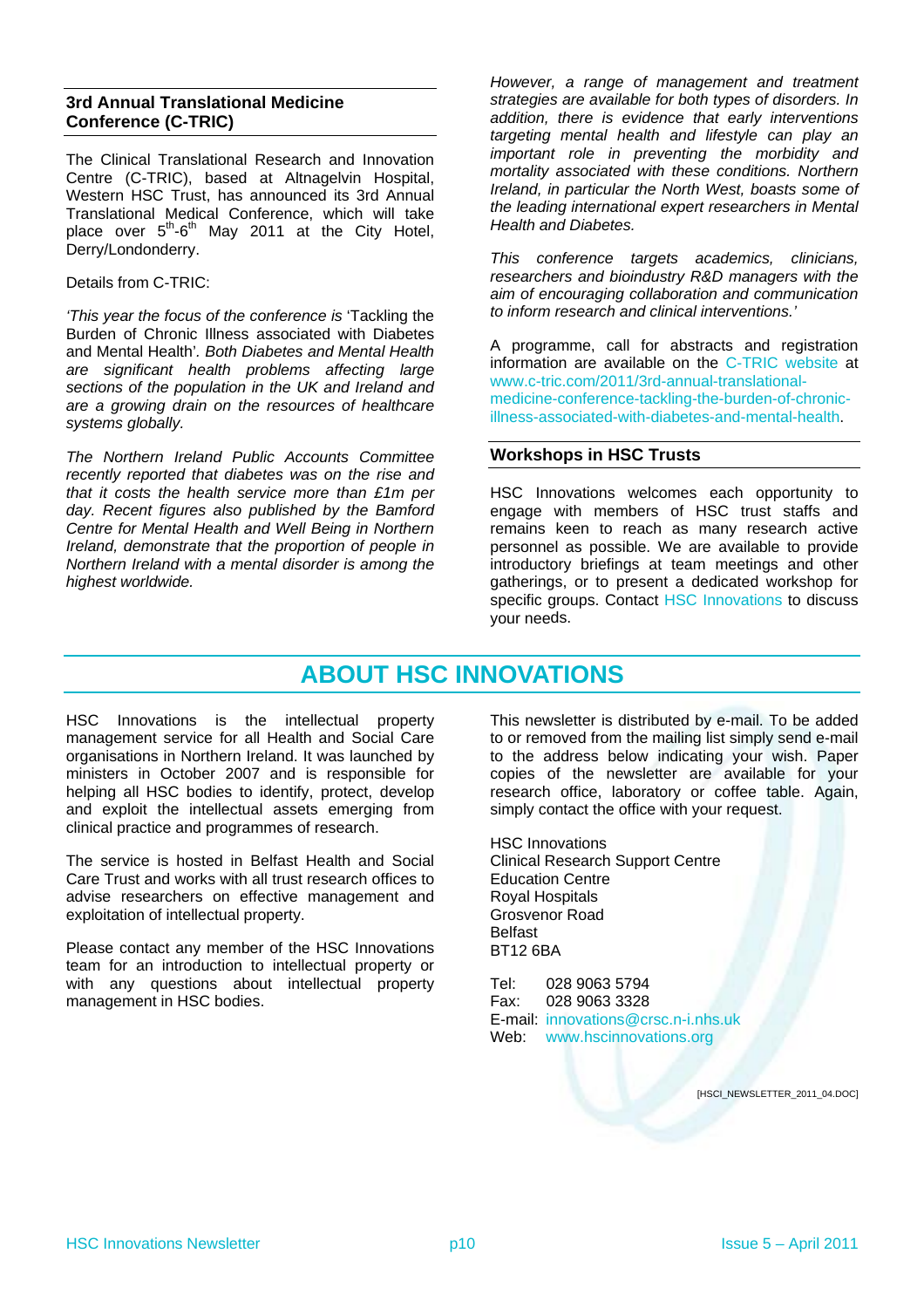### 3rd Annual Translational Medicine Conference (C-TRIC)

The Clinical Translational Research and Innovation Centre (C-TRIC), based at Altnagelvin Hospital, Western HSC Trust, has announced its 3rd Annual Translational Medical Conference, which will take place over 5th-6th May 2011 at the City Hotel, Derry/Londonderry.

Details from C-TRIC:

*'This year the focus of the conference is* 'Tackling the Burden of Chronic Illness associated with Diabetes and Mental Health'. *Both Diabetes and Mental Health are significant health problems affecting large sections of the population in the UK and Ireland and are a growing drain on the resources of healthcare systems globally.*

*The Northern Ireland Public Accounts Committee recently reported that diabetes was on the rise and that it costs the health service more than £1m per day. Recent figures also published by the Bamford Centre for Mental Health and Well Being in Northern Ireland, demonstrate that the proportion of people in Northern Ireland with a mental disorder is among the highest worldwide.*

*However, a range of management and treatment strategies are available for both types of disorders. In addition, there is evidence that early interventions targeting mental health and lifestyle can play an important role in preventing the morbidity and mortality associated with these conditions. Northern Ireland, in particular the North West, boasts some of the leading international expert researchers in Mental Health and Diabetes.*

*This conference targets academics, clinicians, researchers and bioindustry R&D managers with the aim of encouraging collaboration and communication to inform research and clinical interventions.'*

A programme, call for abstracts and registration information are available on the C-TRIC website at www.c-tric.com/2011/3rd-annual-translational-medicine-conference-tackling-the-burden-of-chronic-illness-associated-with-diabetes-and-mental-health.

### Workshops in HSC Trusts

HSC Innovations welcomes each opportunity to engage with members of HSC trust staffs and remains keen to reach as many research active personnel as possible. We are available to provide introductory briefings at team meetings and other gatherings, or to present a dedicated workshop for specific groups. Contact HSC Innovations to discuss your needs.

## ABOUT HSC INNOVATIONS

HSC Innovations is the intellectual property management service for all Health and Social Care organisations in Northern Ireland. It was launched by ministers in October 2007 and is responsible for helping all HSC bodies to identify, protect, develop and exploit the intellectual assets emerging from clinical practice and programmes of research.

The service is hosted in Belfast Health and Social Care Trust and works with all trust research offices to advise researchers on effective management and exploitation of intellectual property.

Please contact any member of the HSC Innovations team for an introduction to intellectual property or with any questions about intellectual property management in HSC bodies.

This newsletter is distributed by e-mail. To be added to or removed from the mailing list simply send e-mail to the address below indicating your wish. Paper copies of the newsletter are available for your research office, laboratory or coffee table. Again, simply contact the office with your request.

HSC Innovations
Clinical Research Support Centre
Education Centre
Royal Hospitals
Grosvenor Road
Belfast
BT12 6BA

Tel: 028 9063 5794
Fax: 028 9063 3328
E-mail: innovations@crsc.n-i.nhs.uk
Web: www.hscinnovations.org

[HSCI_NEWSLETTER_2011_04.DOC]